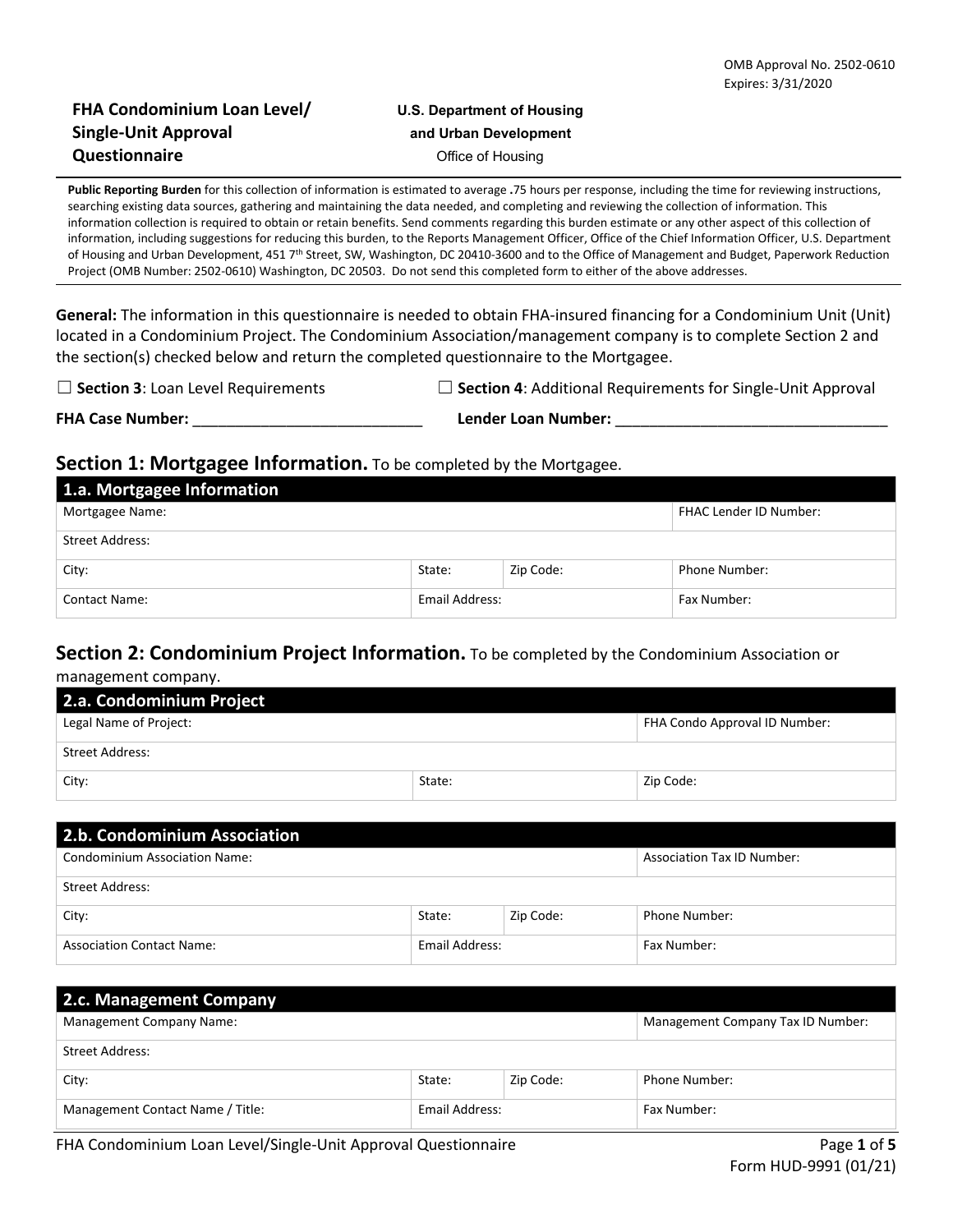OMB Approval No. 2502-0610
Expires: 3/31/2020

# FHA Condominium Loan Level/ Single-Unit Approval Questionnaire

**U.S. Department of Housing and Urban Development**
Office of Housing

**Public Reporting Burden** for this collection of information is estimated to average **.**75 hours per response, including the time for reviewing instructions, searching existing data sources, gathering and maintaining the data needed, and completing and reviewing the collection of information. This information collection is required to obtain or retain benefits. Send comments regarding this burden estimate or any other aspect of this collection of information, including suggestions for reducing this burden, to the Reports Management Officer, Office of the Chief Information Officer, U.S. Department of Housing and Urban Development, 451 7th Street, SW, Washington, DC 20410-3600 and to the Office of Management and Budget, Paperwork Reduction Project (OMB Number: 2502-0610) Washington, DC 20503. Do not send this completed form to either of the above addresses.

**General:** The information in this questionnaire is needed to obtain FHA-insured financing for a Condominium Unit (Unit) located in a Condominium Project. The Condominium Association/management company is to complete Section 2 and the section(s) checked below and return the completed questionnaire to the Mortgagee.

☐ **Section 3**: Loan Level Requirements ☐ **Section 4**: Additional Requirements for Single-Unit Approval

**FHA Case Number:** ___________________________ **Lender Loan Number:** _________________________________

## Section 1: Mortgagee Information. To be completed by the Mortgagee.

| 1.a. Mortgagee Information | | | |
|---|---|---|---|
| Mortgagee Name: | | | FHAC Lender ID Number: |
| Street Address: | | | |
| City: | State: | Zip Code: | Phone Number: |
| Contact Name: | Email Address: | | Fax Number: |

## Section 2: Condominium Project Information. To be completed by the Condominium Association or management company.

| 2.a. Condominium Project | | |
|---|---|---|
| Legal Name of Project: | | FHA Condo Approval ID Number: |
| Street Address: | | |
| City: | State: | Zip Code: |

| 2.b. Condominium Association | | | |
|---|---|---|---|
| Condominium Association Name: | | | Association Tax ID Number: |
| Street Address: | | | |
| City: | State: | Zip Code: | Phone Number: |
| Association Contact Name: | Email Address: | | Fax Number: |

| 2.c. Management Company | | | |
|---|---|---|---|
| Management Company Name: | | | Management Company Tax ID Number: |
| Street Address: | | | |
| City: | State: | Zip Code: | Phone Number: |
| Management Contact Name / Title: | Email Address: | | Fax Number: |

Form HUD-9991 (01/21)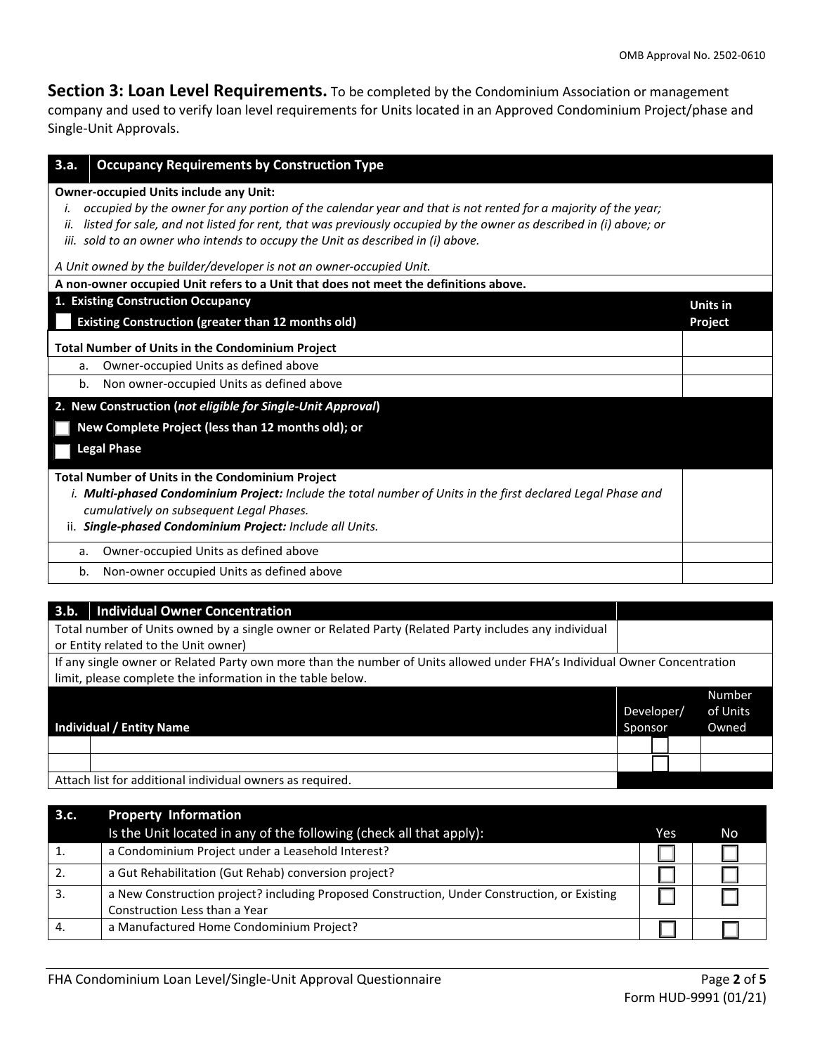OMB Approval No. 2502-0610

## Section 3: Loan Level Requirements.

To be completed by the Condominium Association or management company and used to verify loan level requirements for Units located in an Approved Condominium Project/phase and Single-Unit Approvals.

| 3.a. | Occupancy Requirements by Construction Type |
|---|---|

**Owner-occupied Units include any Unit:**

- *i. occupied by the owner for any portion of the calendar year and that is not rented for a majority of the year;*
- *ii. listed for sale, and not listed for rent, that was previously occupied by the owner as described in (i) above; or*
- *iii. sold to an owner who intends to occupy the Unit as described in (i) above.*

*A Unit owned by the builder/developer is not an owner-occupied Unit.*

**A non-owner occupied Unit refers to a Unit that does not meet the definitions above.**

| **1. Existing Construction Occupancy**<br>☐ **Existing Construction (greater than 12 months old)** | **Units in Project** |
|---|---|
| **Total Number of Units in the Condominium Project** | |
| a. Owner-occupied Units as defined above | |
| b. Non owner-occupied Units as defined above | |

| **2. New Construction (*not eligible for Single-Unit Approval*)**<br>☐ **New Complete Project (less than 12 months old); or**<br>☐ **Legal Phase** | |
|---|---|
| **Total Number of Units in the Condominium Project**<br>*i. **Multi-phased Condominium Project:** Include the total number of Units in the first declared Legal Phase and cumulatively on subsequent Legal Phases.*<br>ii. ***Single-phased Condominium Project:** Include all Units.* | |
| a. Owner-occupied Units as defined above | |
| b. Non-owner occupied Units as defined above | |

| **3.b. Individual Owner Concentration** | |
|---|---|
| Total number of Units owned by a single owner or Related Party (Related Party includes any individual or Entity related to the Unit owner) | |

If any single owner or Related Party own more than the number of Units allowed under FHA's Individual Owner Concentration limit, please complete the information in the table below.

| | Individual / Entity Name | Developer/ Sponsor | Number of Units Owned |
|---|---|---|---|
| | | ☐ | |
| | | ☐ | |

Attach list for additional individual owners as required.

| 3.c. | Property Information<br>Is the Unit located in any of the following (check all that apply): | Yes | No |
|---|---|---|---|
| 1. | a Condominium Project under a Leasehold Interest? | ☐ | ☐ |
| 2. | a Gut Rehabilitation (Gut Rehab) conversion project? | ☐ | ☐ |
| 3. | a New Construction project? including Proposed Construction, Under Construction, or Existing Construction Less than a Year | ☐ | ☐ |
| 4. | a Manufactured Home Condominium Project? | ☐ | ☐ |

FHA Condominium Loan Level/Single-Unit Approval Questionnaire

Form HUD-9991 (01/21)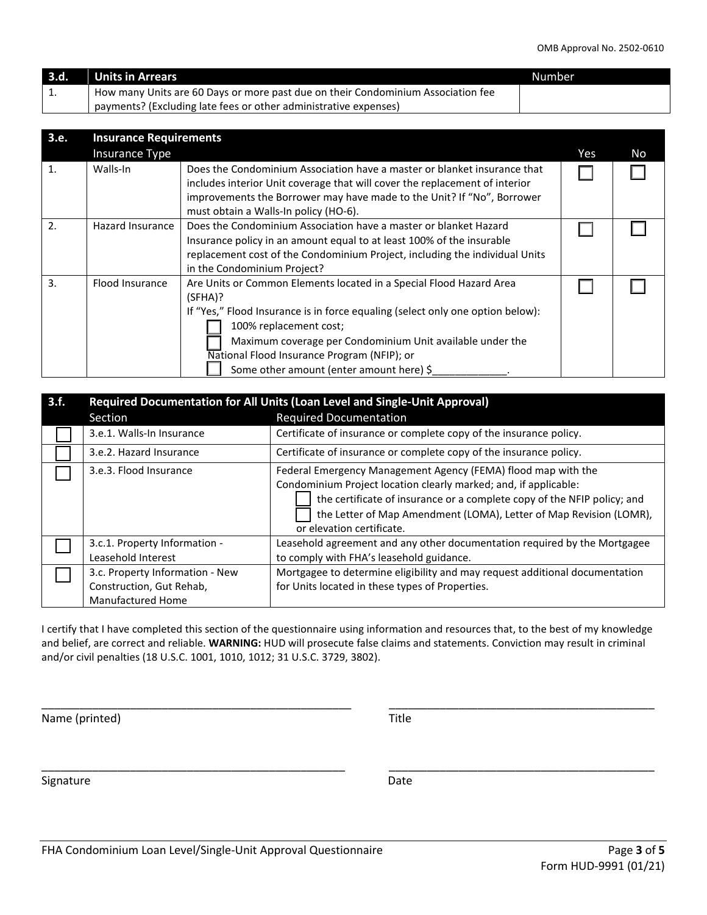| 3.d. | Units in Arrears | Number |
|---|---|---|
| 1. | How many Units are 60 Days or more past due on their Condominium Association fee payments? (Excluding late fees or other administrative expenses) | |

| 3.e. | Insurance Requirements | | | |
|---|---|---|---|---|
| | Insurance Type | | Yes | No |
| 1. | Walls-In | Does the Condominium Association have a master or blanket insurance that includes interior Unit coverage that will cover the replacement of interior improvements the Borrower may have made to the Unit? If "No", Borrower must obtain a Walls-In policy (HO-6). | ☐ | ☐ |
| 2. | Hazard Insurance | Does the Condominium Association have a master or blanket Hazard Insurance policy in an amount equal to at least 100% of the insurable replacement cost of the Condominium Project, including the individual Units in the Condominium Project? | ☐ | ☐ |
| 3. | Flood Insurance | Are Units or Common Elements located in a Special Flood Hazard Area (SFHA)?<br>If "Yes," Flood Insurance is in force equaling (select only one option below):<br>☐ 100% replacement cost;<br>☐ Maximum coverage per Condominium Unit available under the National Flood Insurance Program (NFIP); or<br>☐ Some other amount (enter amount here) $_____________. | ☐ | ☐ |

| 3.f. | Required Documentation for All Units (Loan Level and Single-Unit Approval) | |
|---|---|---|
| | Section | Required Documentation |
| ☐ | 3.e.1. Walls-In Insurance | Certificate of insurance or complete copy of the insurance policy. |
| ☐ | 3.e.2. Hazard Insurance | Certificate of insurance or complete copy of the insurance policy. |
| ☐ | 3.e.3. Flood Insurance | Federal Emergency Management Agency (FEMA) flood map with the Condominium Project location clearly marked; and, if applicable:<br>☐ the certificate of insurance or a complete copy of the NFIP policy; and<br>☐ the Letter of Map Amendment (LOMA), Letter of Map Revision (LOMR), or elevation certificate. |
| ☐ | 3.c.1. Property Information - Leasehold Interest | Leasehold agreement and any other documentation required by the Mortgagee to comply with FHA's leasehold guidance. |
| ☐ | 3.c. Property Information - New Construction, Gut Rehab, Manufactured Home | Mortgagee to determine eligibility and may request additional documentation for Units located in these types of Properties. |

I certify that I have completed this section of the questionnaire using information and resources that, to the best of my knowledge and belief, are correct and reliable. **WARNING:** HUD will prosecute false claims and statements. Conviction may result in criminal and/or civil penalties (18 U.S.C. 1001, 1010, 1012; 31 U.S.C. 3729, 3802).

_______________________________________ &nbsp;&nbsp;&nbsp; _______________________________________

Name (printed) &nbsp;&nbsp;&nbsp; Title

_______________________________________ &nbsp;&nbsp;&nbsp; _______________________________________

Signature &nbsp;&nbsp;&nbsp; Date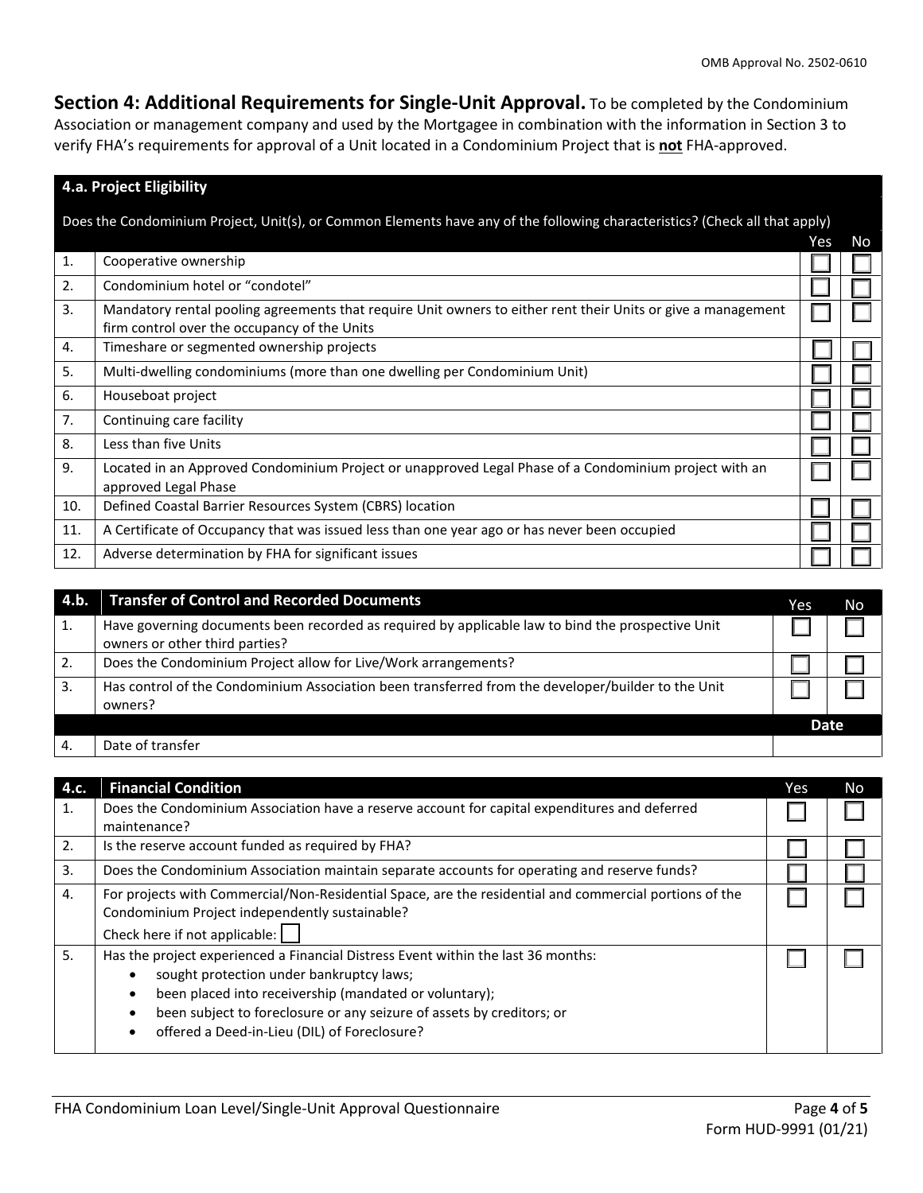OMB Approval No. 2502-0610

## Section 4: Additional Requirements for Single-Unit Approval.

To be completed by the Condominium Association or management company and used by the Mortgagee in combination with the information in Section 3 to verify FHA's requirements for approval of a Unit located in a Condominium Project that is **not** FHA-approved.

| **4.a. Project Eligibility** | | | |
|---|---|---|---|
| Does the Condominium Project, Unit(s), or Common Elements have any of the following characteristics? (Check all that apply) | | Yes | No |
| 1. | Cooperative ownership | ☐ | ☐ |
| 2. | Condominium hotel or "condotel" | ☐ | ☐ |
| 3. | Mandatory rental pooling agreements that require Unit owners to either rent their Units or give a management firm control over the occupancy of the Units | ☐ | ☐ |
| 4. | Timeshare or segmented ownership projects | ☐ | ☐ |
| 5. | Multi-dwelling condominiums (more than one dwelling per Condominium Unit) | ☐ | ☐ |
| 6. | Houseboat project | ☐ | ☐ |
| 7. | Continuing care facility | ☐ | ☐ |
| 8. | Less than five Units | ☐ | ☐ |
| 9. | Located in an Approved Condominium Project or unapproved Legal Phase of a Condominium project with an approved Legal Phase | ☐ | ☐ |
| 10. | Defined Coastal Barrier Resources System (CBRS) location | ☐ | ☐ |
| 11. | A Certificate of Occupancy that was issued less than one year ago or has never been occupied | ☐ | ☐ |
| 12. | Adverse determination by FHA for significant issues | ☐ | ☐ |

| **4.b.** | **Transfer of Control and Recorded Documents** | Yes | No |
|---|---|---|---|
| 1. | Have governing documents been recorded as required by applicable law to bind the prospective Unit owners or other third parties? | ☐ | ☐ |
| 2. | Does the Condominium Project allow for Live/Work arrangements? | ☐ | ☐ |
| 3. | Has control of the Condominium Association been transferred from the developer/builder to the Unit owners? | ☐ | ☐ |
| | | **Date** | |
| 4. | Date of transfer | | |

| **4.c.** | **Financial Condition** | Yes | No |
|---|---|---|---|
| 1. | Does the Condominium Association have a reserve account for capital expenditures and deferred maintenance? | ☐ | ☐ |
| 2. | Is the reserve account funded as required by FHA? | ☐ | ☐ |
| 3. | Does the Condominium Association maintain separate accounts for operating and reserve funds? | ☐ | ☐ |
| 4. | For projects with Commercial/Non-Residential Space, are the residential and commercial portions of the Condominium Project independently sustainable? Check here if not applicable: ☐ | ☐ | ☐ |
| 5. | Has the project experienced a Financial Distress Event within the last 36 months: • sought protection under bankruptcy laws; • been placed into receivership (mandated or voluntary); • been subject to foreclosure or any seizure of assets by creditors; or • offered a Deed-in-Lieu (DIL) of Foreclosure? | ☐ | ☐ |

FHA Condominium Loan Level/Single-Unit Approval Questionnaire

Form HUD-9991 (01/21)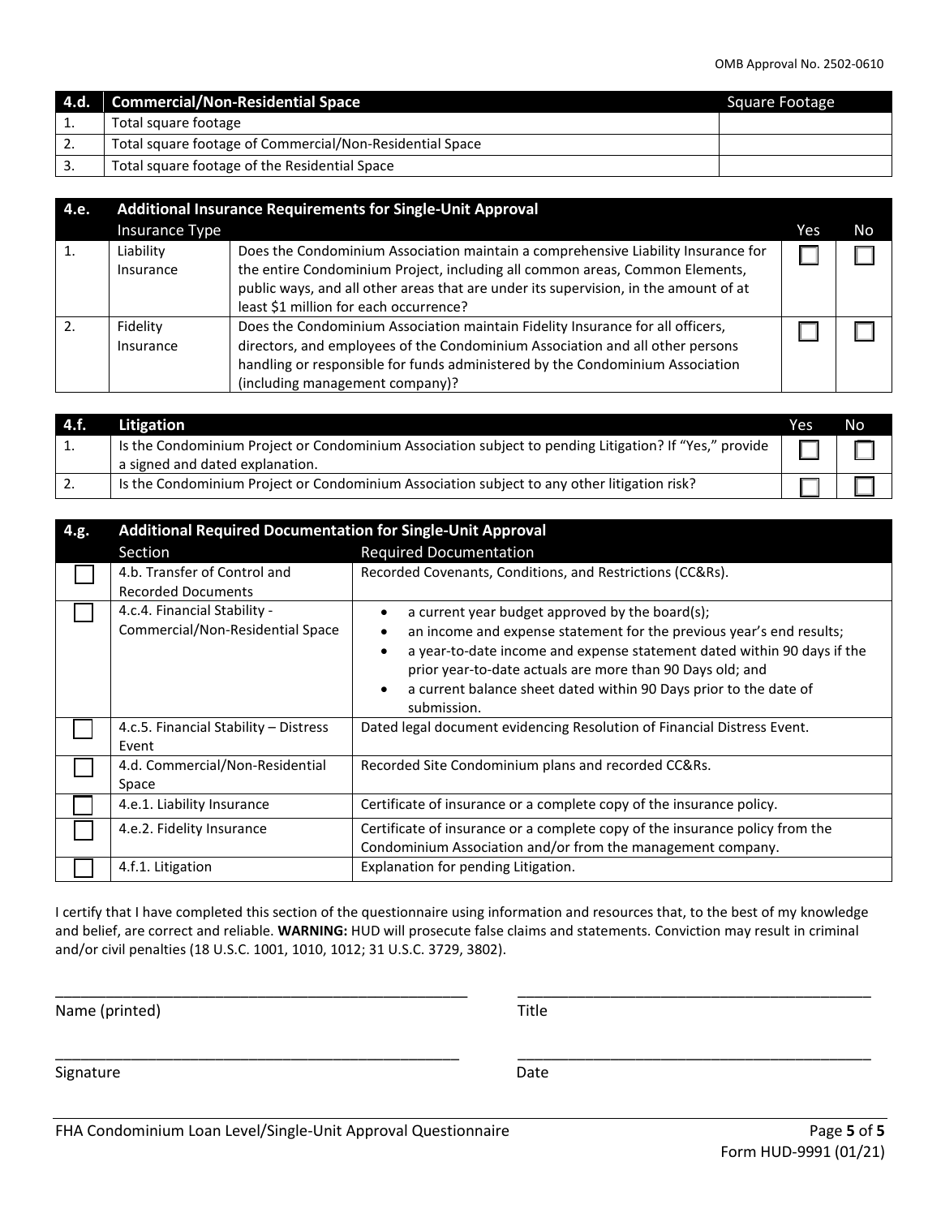| 4.d. | Commercial/Non-Residential Space | Square Footage |
|---|---|---|
| 1. | Total square footage | |
| 2. | Total square footage of Commercial/Non-Residential Space | |
| 3. | Total square footage of the Residential Space | |

| 4.e. | Additional Insurance Requirements for Single-Unit Approval | | | |
|---|---|---|---|---|
| | Insurance Type | | Yes | No |
| 1. | Liability Insurance | Does the Condominium Association maintain a comprehensive Liability Insurance for the entire Condominium Project, including all common areas, Common Elements, public ways, and all other areas that are under its supervision, in the amount of at least $1 million for each occurrence? | ☐ | ☐ |
| 2. | Fidelity Insurance | Does the Condominium Association maintain Fidelity Insurance for all officers, directors, and employees of the Condominium Association and all other persons handling or responsible for funds administered by the Condominium Association (including management company)? | ☐ | ☐ |

| 4.f. | Litigation | Yes | No |
|---|---|---|---|
| 1. | Is the Condominium Project or Condominium Association subject to pending Litigation? If "Yes," provide a signed and dated explanation. | ☐ | ☐ |
| 2. | Is the Condominium Project or Condominium Association subject to any other litigation risk? | ☐ | ☐ |

| 4.g. | Additional Required Documentation for Single-Unit Approval | |
|---|---|---|
| | Section | Required Documentation |
| ☐ | 4.b. Transfer of Control and Recorded Documents | Recorded Covenants, Conditions, and Restrictions (CC&Rs). |
| ☐ | 4.c.4. Financial Stability - Commercial/Non-Residential Space | • a current year budget approved by the board(s);<br>• an income and expense statement for the previous year's end results;<br>• a year-to-date income and expense statement dated within 90 days if the prior year-to-date actuals are more than 90 Days old; and<br>• a current balance sheet dated within 90 Days prior to the date of submission. |
| ☐ | 4.c.5. Financial Stability – Distress Event | Dated legal document evidencing Resolution of Financial Distress Event. |
| ☐ | 4.d. Commercial/Non-Residential Space | Recorded Site Condominium plans and recorded CC&Rs. |
| ☐ | 4.e.1. Liability Insurance | Certificate of insurance or a complete copy of the insurance policy. |
| ☐ | 4.e.2. Fidelity Insurance | Certificate of insurance or a complete copy of the insurance policy from the Condominium Association and/or from the management company. |
| ☐ | 4.f.1. Litigation | Explanation for pending Litigation. |

I certify that I have completed this section of the questionnaire using information and resources that, to the best of my knowledge and belief, are correct and reliable. **WARNING:** HUD will prosecute false claims and statements. Conviction may result in criminal and/or civil penalties (18 U.S.C. 1001, 1010, 1012; 31 U.S.C. 3729, 3802).

_______________________________________ Name (printed)

_______________________________________ Title

_______________________________________ Signature

_______________________________________ Date